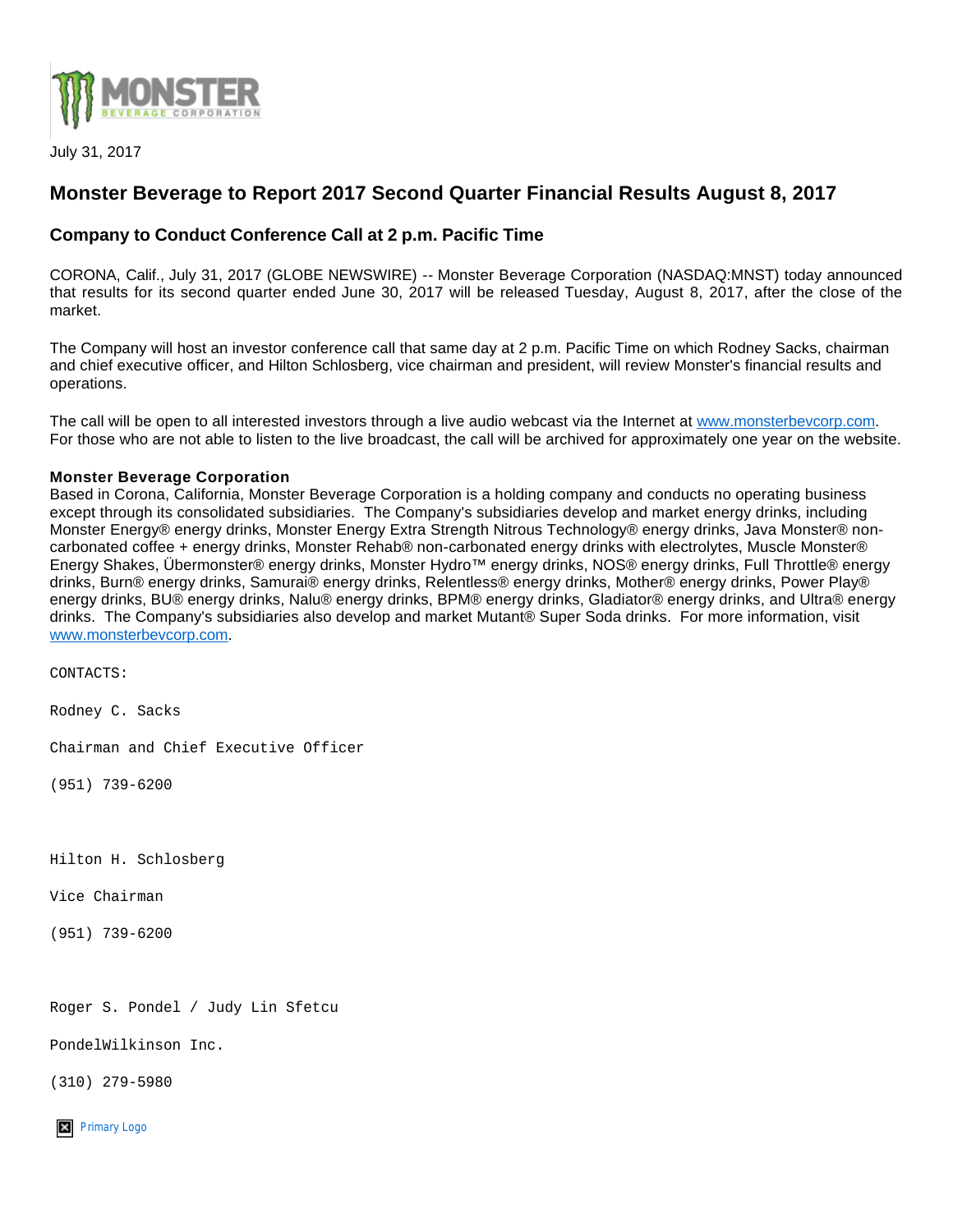July 31, 2017

# Monster Beverage to Report 2017 Second Quarter Financial Results August 8, 2017

## Company to Conduct Conference Call at 2 p.m. Pacific Time

CORONA, Calif., July 31, 2017 (GLOBE NEWSWIRE) -- Monster Beverage Corporation (NASDAQ:MNST) today announced that results for its second quarter ended June 30, 2017 will be released Tuesday, August 8, 2017, after the close of the market.

The Company will host an investor conference call that same day at 2 p.m. Pacific Time on which Rodney Sacks, chairman and chief executive officer, and Hilton Schlosberg, vice chairman and president, will review Monster's financial results and operations.

The call will be open to all interested investors through a live audio webcast via the Internet at www.monsterbevcorp.com. For those who are not able to listen to the live broadcast, the call will be archived for approximately one year on the website.

**Monster Beverage Corporation**
Based in Corona, California, Monster Beverage Corporation is a holding company and conducts no operating business except through its consolidated subsidiaries. The Company's subsidiaries develop and market energy drinks, including Monster Energy® energy drinks, Monster Energy Extra Strength Nitrous Technology® energy drinks, Java Monster® non-carbonated coffee + energy drinks, Monster Rehab® non-carbonated energy drinks with electrolytes, Muscle Monster® Energy Shakes, Übermonster® energy drinks, Monster Hydro™ energy drinks, NOS® energy drinks, Full Throttle® energy drinks, Burn® energy drinks, Samurai® energy drinks, Relentless® energy drinks, Mother® energy drinks, Power Play® energy drinks, BU® energy drinks, Nalu® energy drinks, BPM® energy drinks, Gladiator® energy drinks, and Ultra® energy drinks. The Company's subsidiaries also develop and market Mutant® Super Soda drinks. For more information, visit www.monsterbevcorp.com.

CONTACTS:

Rodney C. Sacks

Chairman and Chief Executive Officer

(951) 739-6200

Hilton H. Schlosberg

Vice Chairman

(951) 739-6200

Roger S. Pondel / Judy Lin Sfetcu

PondelWilkinson Inc.

(310) 279-5980

Primary Logo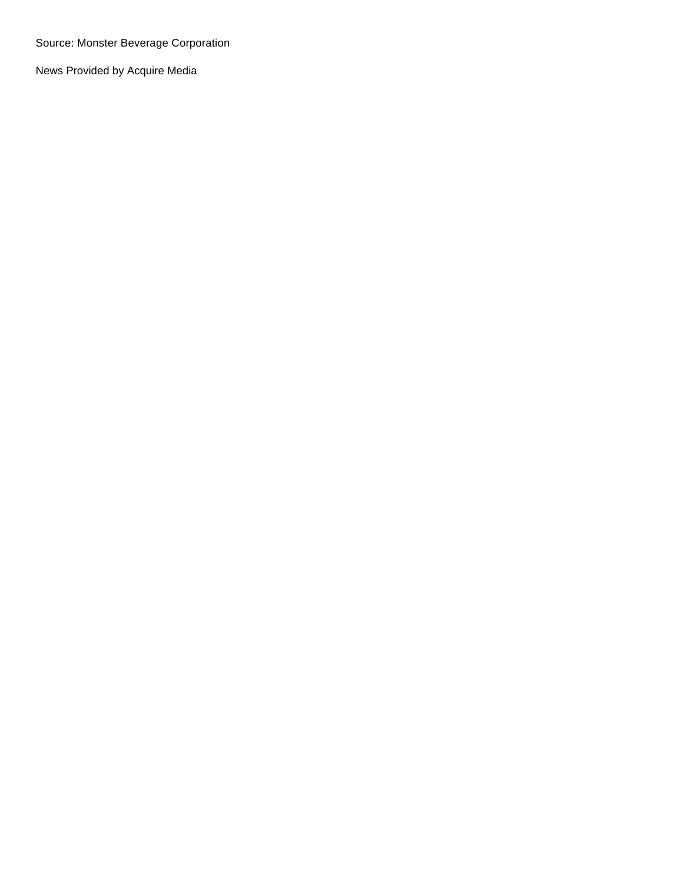Source: Monster Beverage Corporation

News Provided by Acquire Media